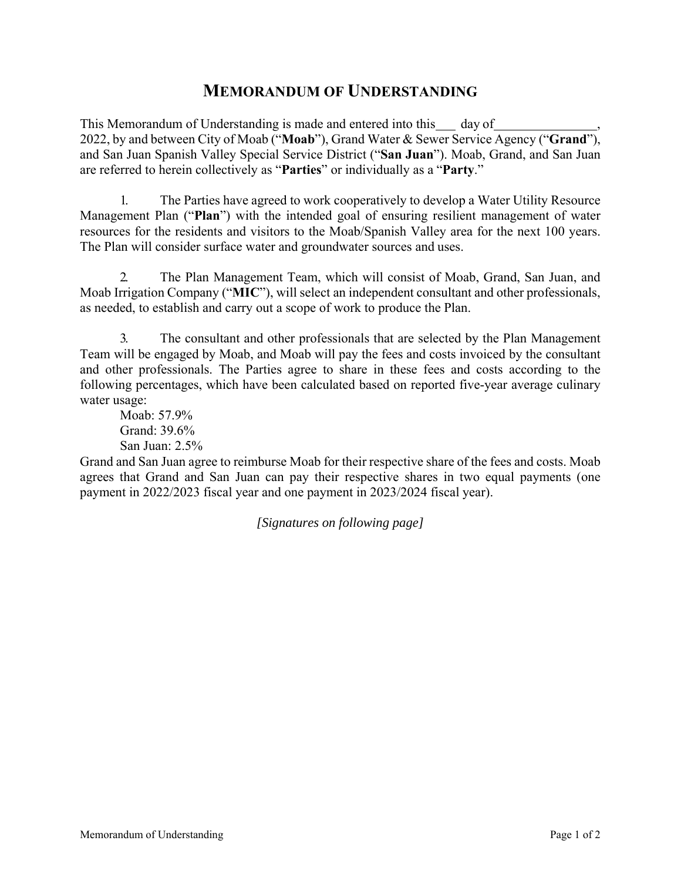# MEMORANDUM OF UNDERSTANDING

This Memorandum of Understanding is made and entered into this___ day of_______________, 2022, by and between City of Moab ("**Moab**"), Grand Water & Sewer Service Agency ("**Grand**"), and San Juan Spanish Valley Special Service District ("**San Juan**"). Moab, Grand, and San Juan are referred to herein collectively as "**Parties**" or individually as a "**Party**."

1. The Parties have agreed to work cooperatively to develop a Water Utility Resource Management Plan ("**Plan**") with the intended goal of ensuring resilient management of water resources for the residents and visitors to the Moab/Spanish Valley area for the next 100 years. The Plan will consider surface water and groundwater sources and uses.

2. The Plan Management Team, which will consist of Moab, Grand, San Juan, and Moab Irrigation Company ("**MIC**"), will select an independent consultant and other professionals, as needed, to establish and carry out a scope of work to produce the Plan.

3. The consultant and other professionals that are selected by the Plan Management Team will be engaged by Moab, and Moab will pay the fees and costs invoiced by the consultant and other professionals. The Parties agree to share in these fees and costs according to the following percentages, which have been calculated based on reported five-year average culinary water usage:

   Moab: 57.9%
   Grand: 39.6%
   San Juan: 2.5%

Grand and San Juan agree to reimburse Moab for their respective share of the fees and costs. Moab agrees that Grand and San Juan can pay their respective shares in two equal payments (one payment in 2022/2023 fiscal year and one payment in 2023/2024 fiscal year).

*[Signatures on following page]*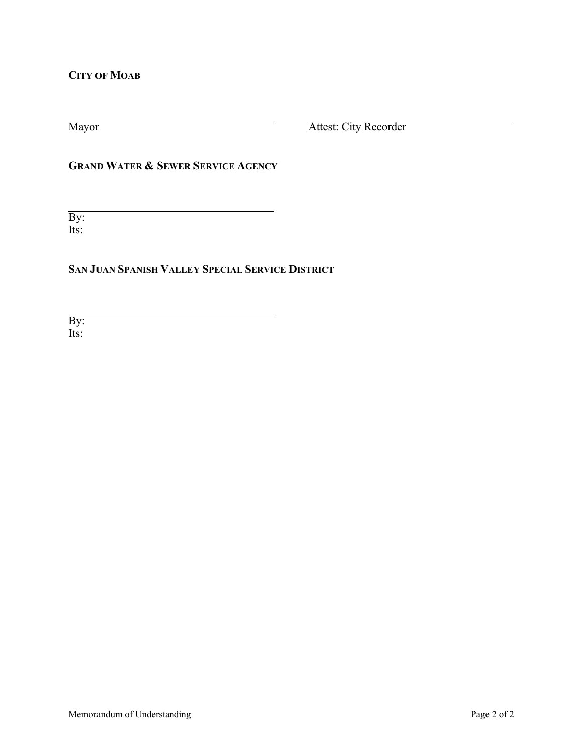**CITY OF MOAB**

\_\_\_\_\_\_\_\_\_\_\_\_\_\_\_\_\_\_\_\_\_\_\_\_\_\_\_\_\_\_\_\_\_\_\_\_
Mayor

\_\_\_\_\_\_\_\_\_\_\_\_\_\_\_\_\_\_\_\_\_\_\_\_\_\_\_\_\_\_\_\_\_\_\_\_
Attest: City Recorder

**GRAND WATER & SEWER SERVICE AGENCY**

\_\_\_\_\_\_\_\_\_\_\_\_\_\_\_\_\_\_\_\_\_\_\_\_\_\_\_\_\_\_\_\_\_\_\_\_
By:
Its:

**SAN JUAN SPANISH VALLEY SPECIAL SERVICE DISTRICT**

\_\_\_\_\_\_\_\_\_\_\_\_\_\_\_\_\_\_\_\_\_\_\_\_\_\_\_\_\_\_\_\_\_\_\_\_
By:
Its: